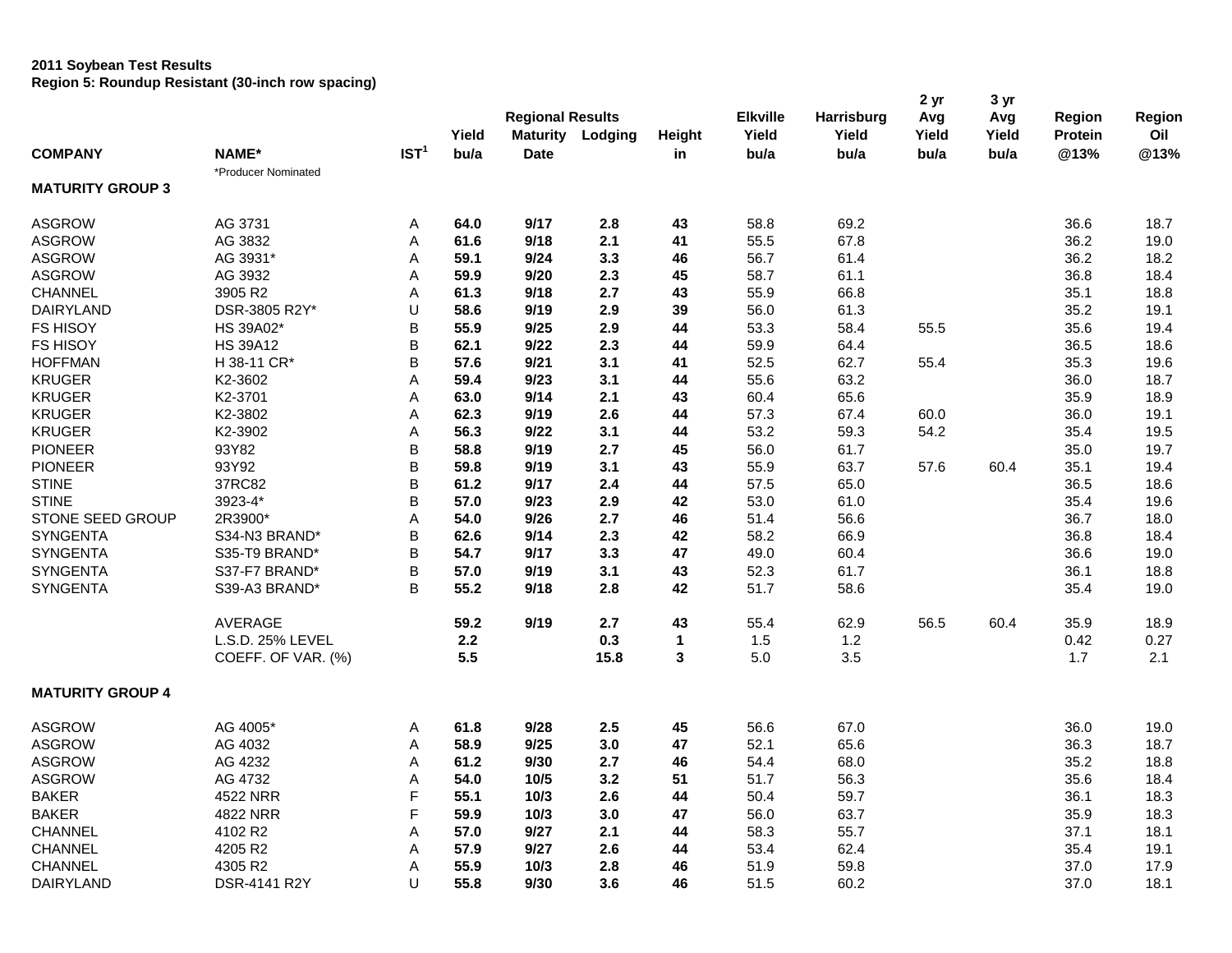**2011 Soybean Test Results**
**Region 5: Roundup Resistant (30-inch row spacing)**

| COMPANY | NAME* | IST[1] | Regional Results Yield bu/a | Maturity Date | Lodging | Height in | Elkville Yield bu/a | Harrisburg Yield bu/a | 2 yr Avg Yield bu/a | 3 yr Avg Yield bu/a | Region Protein @13% | Region Oil @13% |
|---|---|---|---|---|---|---|---|---|---|---|---|---|
| | *Producer Nominated | | | | | | | | | | | |
| **MATURITY GROUP 3** | | | | | | | | | | | | |
| ASGROW | AG 3731 | A | **64.0** | **9/17** | **2.8** | **43** | 58.8 | 69.2 | | | 36.6 | 18.7 |
| ASGROW | AG 3832 | A | **61.6** | **9/18** | **2.1** | **41** | 55.5 | 67.8 | | | 36.2 | 19.0 |
| ASGROW | AG 3931* | A | **59.1** | **9/24** | **3.3** | **46** | 56.7 | 61.4 | | | 36.2 | 18.2 |
| ASGROW | AG 3932 | A | **59.9** | **9/20** | **2.3** | **45** | 58.7 | 61.1 | | | 36.8 | 18.4 |
| CHANNEL | 3905 R2 | A | **61.3** | **9/18** | **2.7** | **43** | 55.9 | 66.8 | | | 35.1 | 18.8 |
| DAIRYLAND | DSR-3805 R2Y* | U | **58.6** | **9/19** | **2.9** | **39** | 56.0 | 61.3 | | | 35.2 | 19.1 |
| FS HISOY | HS 39A02* | B | **55.9** | **9/25** | **2.9** | **44** | 53.3 | 58.4 | 55.5 | | 35.6 | 19.4 |
| FS HISOY | HS 39A12 | B | **62.1** | **9/22** | **2.3** | **44** | 59.9 | 64.4 | | | 36.5 | 18.6 |
| HOFFMAN | H 38-11 CR* | B | **57.6** | **9/21** | **3.1** | **41** | 52.5 | 62.7 | 55.4 | | 35.3 | 19.6 |
| KRUGER | K2-3602 | A | **59.4** | **9/23** | **3.1** | **44** | 55.6 | 63.2 | | | 36.0 | 18.7 |
| KRUGER | K2-3701 | A | **63.0** | **9/14** | **2.1** | **43** | 60.4 | 65.6 | | | 35.9 | 18.9 |
| KRUGER | K2-3802 | A | **62.3** | **9/19** | **2.6** | **44** | 57.3 | 67.4 | 60.0 | | 36.0 | 19.1 |
| KRUGER | K2-3902 | A | **56.3** | **9/22** | **3.1** | **44** | 53.2 | 59.3 | 54.2 | | 35.4 | 19.5 |
| PIONEER | 93Y82 | B | **58.8** | **9/19** | **2.7** | **45** | 56.0 | 61.7 | | | 35.0 | 19.7 |
| PIONEER | 93Y92 | B | **59.8** | **9/19** | **3.1** | **43** | 55.9 | 63.7 | 57.6 | 60.4 | 35.1 | 19.4 |
| STINE | 37RC82 | B | **61.2** | **9/17** | **2.4** | **44** | 57.5 | 65.0 | | | 36.5 | 18.6 |
| STINE | 3923-4* | B | **57.0** | **9/23** | **2.9** | **42** | 53.0 | 61.0 | | | 35.4 | 19.6 |
| STONE SEED GROUP | 2R3900* | A | **54.0** | **9/26** | **2.7** | **46** | 51.4 | 56.6 | | | 36.7 | 18.0 |
| SYNGENTA | S34-N3 BRAND* | B | **62.6** | **9/14** | **2.3** | **42** | 58.2 | 66.9 | | | 36.8 | 18.4 |
| SYNGENTA | S35-T9 BRAND* | B | **54.7** | **9/17** | **3.3** | **47** | 49.0 | 60.4 | | | 36.6 | 19.0 |
| SYNGENTA | S37-F7 BRAND* | B | **57.0** | **9/19** | **3.1** | **43** | 52.3 | 61.7 | | | 36.1 | 18.8 |
| SYNGENTA | S39-A3 BRAND* | B | **55.2** | **9/18** | **2.8** | **42** | 51.7 | 58.6 | | | 35.4 | 19.0 |
| | AVERAGE | | **59.2** | **9/19** | **2.7** | **43** | 55.4 | 62.9 | 56.5 | 60.4 | 35.9 | 18.9 |
| | L.S.D. 25% LEVEL | | **2.2** | | **0.3** | **1** | 1.5 | 1.2 | | | 0.42 | 0.27 |
| | COEFF. OF VAR. (%) | | **5.5** | | **15.8** | **3** | 5.0 | 3.5 | | | 1.7 | 2.1 |
| **MATURITY GROUP 4** | | | | | | | | | | | | |
| ASGROW | AG 4005* | A | **61.8** | **9/28** | **2.5** | **45** | 56.6 | 67.0 | | | 36.0 | 19.0 |
| ASGROW | AG 4032 | A | **58.9** | **9/25** | **3.0** | **47** | 52.1 | 65.6 | | | 36.3 | 18.7 |
| ASGROW | AG 4232 | A | **61.2** | **9/30** | **2.7** | **46** | 54.4 | 68.0 | | | 35.2 | 18.8 |
| ASGROW | AG 4732 | A | **54.0** | **10/5** | **3.2** | **51** | 51.7 | 56.3 | | | 35.6 | 18.4 |
| BAKER | 4522 NRR | F | **55.1** | **10/3** | **2.6** | **44** | 50.4 | 59.7 | | | 36.1 | 18.3 |
| BAKER | 4822 NRR | F | **59.9** | **10/3** | **3.0** | **47** | 56.0 | 63.7 | | | 35.9 | 18.3 |
| CHANNEL | 4102 R2 | A | **57.0** | **9/27** | **2.1** | **44** | 58.3 | 55.7 | | | 37.1 | 18.1 |
| CHANNEL | 4205 R2 | A | **57.9** | **9/27** | **2.6** | **44** | 53.4 | 62.4 | | | 35.4 | 19.1 |
| CHANNEL | 4305 R2 | A | **55.9** | **10/3** | **2.8** | **46** | 51.9 | 59.8 | | | 37.0 | 17.9 |
| DAIRYLAND | DSR-4141 R2Y | U | **55.8** | **9/30** | **3.6** | **46** | 51.5 | 60.2 | | | 37.0 | 18.1 |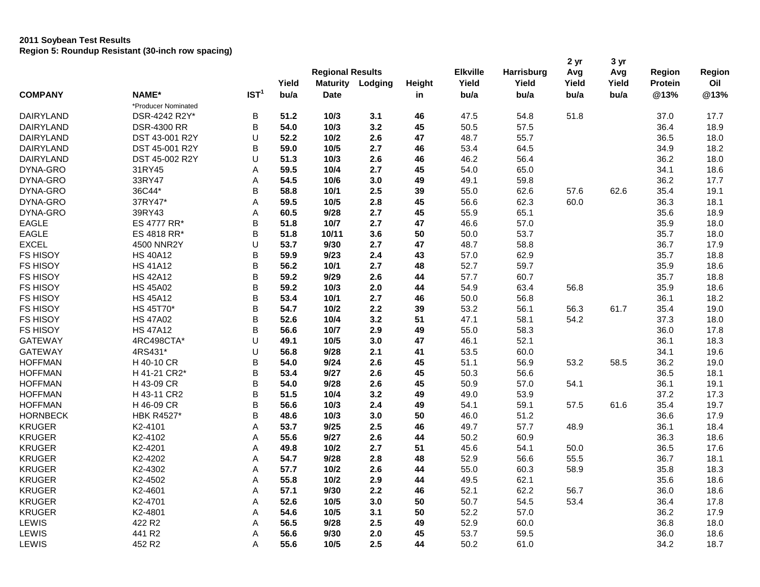**2011 Soybean Test Results**
**Region 5: Roundup Resistant (30-inch row spacing)**

| COMPANY | NAME* | IST[1] | Yield bu/a | Regional Results Maturity Date | Lodging | Height in | Elkville Yield bu/a | Harrisburg Yield bu/a | 2 yr Avg Yield bu/a | 3 yr Avg Yield bu/a | Region Protein @13% | Region Oil @13% |
|---|---|---|---|---|---|---|---|---|---|---|---|---|
| | *Producer Nominated | | | | | | | | | | | |
| DAIRYLAND | DSR-4242 R2Y* | B | **51.2** | **10/3** | **3.1** | **46** | 47.5 | 54.8 | 51.8 | | 37.0 | 17.7 |
| DAIRYLAND | DSR-4300 RR | B | **54.0** | **10/3** | **3.2** | **45** | 50.5 | 57.5 | | | 36.4 | 18.9 |
| DAIRYLAND | DST 43-001 R2Y | U | **52.2** | **10/2** | **2.6** | **47** | 48.7 | 55.7 | | | 36.5 | 18.0 |
| DAIRYLAND | DST 45-001 R2Y | B | **59.0** | **10/5** | **2.7** | **46** | 53.4 | 64.5 | | | 34.9 | 18.2 |
| DAIRYLAND | DST 45-002 R2Y | U | **51.3** | **10/3** | **2.6** | **46** | 46.2 | 56.4 | | | 36.2 | 18.0 |
| DYNA-GRO | 31RY45 | A | **59.5** | **10/4** | **2.7** | **45** | 54.0 | 65.0 | | | 34.1 | 18.6 |
| DYNA-GRO | 33RY47 | A | **54.5** | **10/6** | **3.0** | **49** | 49.1 | 59.8 | | | 36.2 | 17.7 |
| DYNA-GRO | 36C44* | B | **58.8** | **10/1** | **2.5** | **39** | 55.0 | 62.6 | 57.6 | 62.6 | 35.4 | 19.1 |
| DYNA-GRO | 37RY47* | A | **59.5** | **10/5** | **2.8** | **45** | 56.6 | 62.3 | 60.0 | | 36.3 | 18.1 |
| DYNA-GRO | 39RY43 | A | **60.5** | **9/28** | **2.7** | **45** | 55.9 | 65.1 | | | 35.6 | 18.9 |
| EAGLE | ES 4777 RR* | B | **51.8** | **10/7** | **2.7** | **47** | 46.6 | 57.0 | | | 35.9 | 18.0 |
| EAGLE | ES 4818 RR* | B | **51.8** | **10/11** | **3.6** | **50** | 50.0 | 53.7 | | | 35.7 | 18.0 |
| EXCEL | 4500 NNR2Y | U | **53.7** | **9/30** | **2.7** | **47** | 48.7 | 58.8 | | | 36.7 | 17.9 |
| FS HISOY | HS 40A12 | B | **59.9** | **9/23** | **2.4** | **43** | 57.0 | 62.9 | | | 35.7 | 18.8 |
| FS HISOY | HS 41A12 | B | **56.2** | **10/1** | **2.7** | **48** | 52.7 | 59.7 | | | 35.9 | 18.6 |
| FS HISOY | HS 42A12 | B | **59.2** | **9/29** | **2.6** | **44** | 57.7 | 60.7 | | | 35.7 | 18.8 |
| FS HISOY | HS 45A02 | B | **59.2** | **10/3** | **2.0** | **44** | 54.9 | 63.4 | 56.8 | | 35.9 | 18.6 |
| FS HISOY | HS 45A12 | B | **53.4** | **10/1** | **2.7** | **46** | 50.0 | 56.8 | | | 36.1 | 18.2 |
| FS HISOY | HS 45T70* | B | **54.7** | **10/2** | **2.2** | **39** | 53.2 | 56.1 | 56.3 | 61.7 | 35.4 | 19.0 |
| FS HISOY | HS 47A02 | B | **52.6** | **10/4** | **3.2** | **51** | 47.1 | 58.1 | 54.2 | | 37.3 | 18.0 |
| FS HISOY | HS 47A12 | B | **56.6** | **10/7** | **2.9** | **49** | 55.0 | 58.3 | | | 36.0 | 17.8 |
| GATEWAY | 4RC498CTA* | U | **49.1** | **10/5** | **3.0** | **47** | 46.1 | 52.1 | | | 36.1 | 18.3 |
| GATEWAY | 4RS431* | U | **56.8** | **9/28** | **2.1** | **41** | 53.5 | 60.0 | | | 34.1 | 19.6 |
| HOFFMAN | H 40-10 CR | B | **54.0** | **9/24** | **2.6** | **45** | 51.1 | 56.9 | 53.2 | 58.5 | 36.2 | 19.0 |
| HOFFMAN | H 41-21 CR2* | B | **53.4** | **9/27** | **2.6** | **45** | 50.3 | 56.6 | | | 36.5 | 18.1 |
| HOFFMAN | H 43-09 CR | B | **54.0** | **9/28** | **2.6** | **45** | 50.9 | 57.0 | 54.1 | | 36.1 | 19.1 |
| HOFFMAN | H 43-11 CR2 | B | **51.5** | **10/4** | **3.2** | **49** | 49.0 | 53.9 | | | 37.2 | 17.3 |
| HOFFMAN | H 46-09 CR | B | **56.6** | **10/3** | **2.4** | **49** | 54.1 | 59.1 | 57.5 | 61.6 | 35.4 | 19.7 |
| HORNBECK | HBK R4527* | B | **48.6** | **10/3** | **3.0** | **50** | 46.0 | 51.2 | | | 36.6 | 17.9 |
| KRUGER | K2-4101 | A | **53.7** | **9/25** | **2.5** | **46** | 49.7 | 57.7 | 48.9 | | 36.1 | 18.4 |
| KRUGER | K2-4102 | A | **55.6** | **9/27** | **2.6** | **44** | 50.2 | 60.9 | | | 36.3 | 18.6 |
| KRUGER | K2-4201 | A | **49.8** | **10/2** | **2.7** | **51** | 45.6 | 54.1 | 50.0 | | 36.5 | 17.6 |
| KRUGER | K2-4202 | A | **54.7** | **9/28** | **2.8** | **48** | 52.9 | 56.6 | 55.5 | | 36.7 | 18.1 |
| KRUGER | K2-4302 | A | **57.7** | **10/2** | **2.6** | **44** | 55.0 | 60.3 | 58.9 | | 35.8 | 18.3 |
| KRUGER | K2-4502 | A | **55.8** | **10/2** | **2.9** | **44** | 49.5 | 62.1 | | | 35.6 | 18.6 |
| KRUGER | K2-4601 | A | **57.1** | **9/30** | **2.2** | **46** | 52.1 | 62.2 | 56.7 | | 36.0 | 18.6 |
| KRUGER | K2-4701 | A | **52.6** | **10/5** | **3.0** | **50** | 50.7 | 54.5 | 53.4 | | 36.4 | 17.8 |
| KRUGER | K2-4801 | A | **54.6** | **10/5** | **3.1** | **50** | 52.2 | 57.0 | | | 36.2 | 17.9 |
| LEWIS | 422 R2 | A | **56.5** | **9/28** | **2.5** | **49** | 52.9 | 60.0 | | | 36.8 | 18.0 |
| LEWIS | 441 R2 | A | **56.6** | **9/30** | **2.0** | **45** | 53.7 | 59.5 | | | 36.0 | 18.6 |
| LEWIS | 452 R2 | A | **55.6** | **10/5** | **2.5** | **44** | 50.2 | 61.0 | | | 34.2 | 18.7 |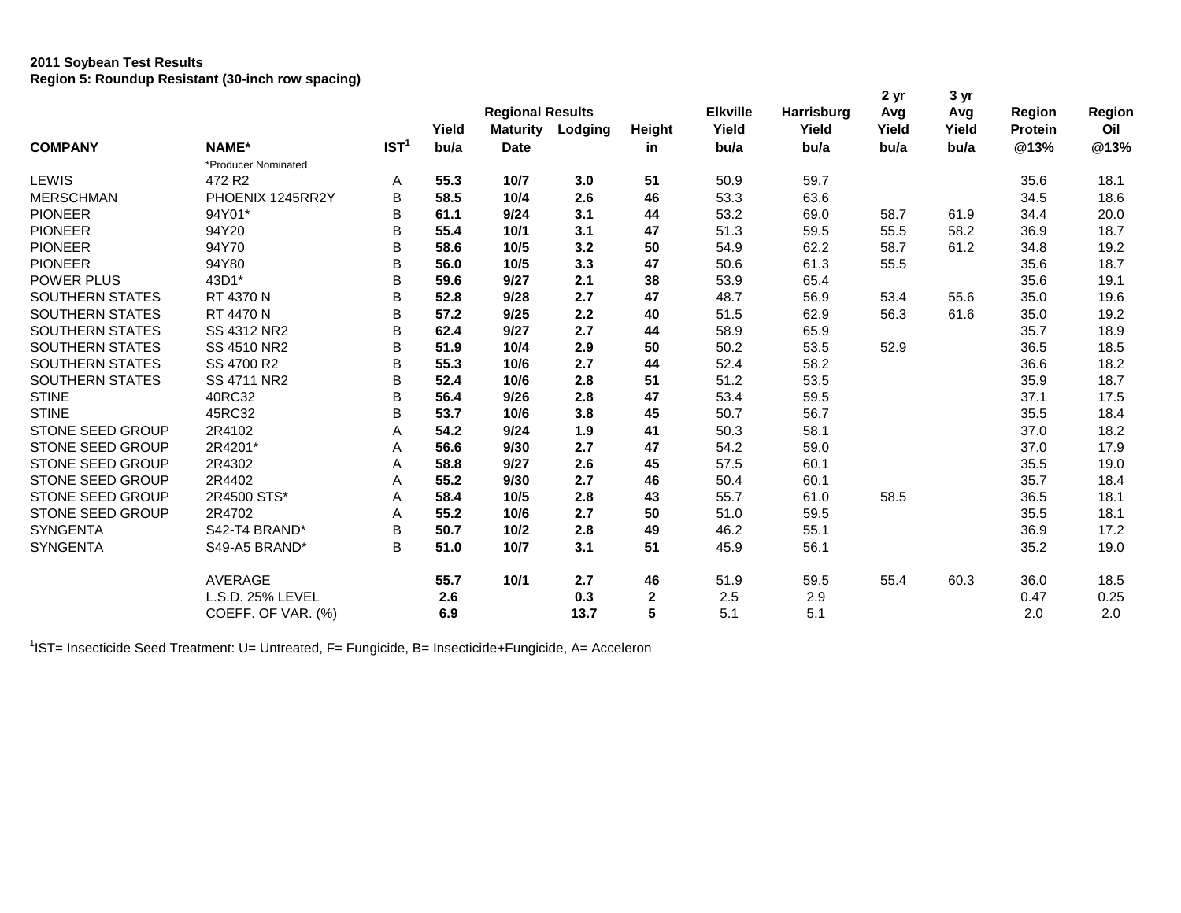**2011 Soybean Test Results**
**Region 5: Roundup Resistant (30-inch row spacing)**

| COMPANY | NAME* | IST[1] | Yield bu/a | Regional Results Maturity Date | Lodging | Height in | Elkville Yield bu/a | Harrisburg Yield bu/a | 2 yr Avg Yield bu/a | 3 yr Avg Yield bu/a | Region Protein @13% | Region Oil @13% |
|---|---|---|---|---|---|---|---|---|---|---|---|---|
| | *Producer Nominated | | | | | | | | | | | |
| LEWIS | 472 R2 | A | **55.3** | **10/7** | **3.0** | **51** | 50.9 | 59.7 | | | 35.6 | 18.1 |
| MERSCHMAN | PHOENIX 1245RR2Y | B | **58.5** | **10/4** | **2.6** | **46** | 53.3 | 63.6 | | | 34.5 | 18.6 |
| PIONEER | 94Y01* | B | **61.1** | **9/24** | **3.1** | **44** | 53.2 | 69.0 | 58.7 | 61.9 | 34.4 | 20.0 |
| PIONEER | 94Y20 | B | **55.4** | **10/1** | **3.1** | **47** | 51.3 | 59.5 | 55.5 | 58.2 | 36.9 | 18.7 |
| PIONEER | 94Y70 | B | **58.6** | **10/5** | **3.2** | **50** | 54.9 | 62.2 | 58.7 | 61.2 | 34.8 | 19.2 |
| PIONEER | 94Y80 | B | **56.0** | **10/5** | **3.3** | **47** | 50.6 | 61.3 | 55.5 | | 35.6 | 18.7 |
| POWER PLUS | 43D1* | B | **59.6** | **9/27** | **2.1** | **38** | 53.9 | 65.4 | | | 35.6 | 19.1 |
| SOUTHERN STATES | RT 4370 N | B | **52.8** | **9/28** | **2.7** | **47** | 48.7 | 56.9 | 53.4 | 55.6 | 35.0 | 19.6 |
| SOUTHERN STATES | RT 4470 N | B | **57.2** | **9/25** | **2.2** | **40** | 51.5 | 62.9 | 56.3 | 61.6 | 35.0 | 19.2 |
| SOUTHERN STATES | SS 4312 NR2 | B | **62.4** | **9/27** | **2.7** | **44** | 58.9 | 65.9 | | | 35.7 | 18.9 |
| SOUTHERN STATES | SS 4510 NR2 | B | **51.9** | **10/4** | **2.9** | **50** | 50.2 | 53.5 | 52.9 | | 36.5 | 18.5 |
| SOUTHERN STATES | SS 4700 R2 | B | **55.3** | **10/6** | **2.7** | **44** | 52.4 | 58.2 | | | 36.6 | 18.2 |
| SOUTHERN STATES | SS 4711 NR2 | B | **52.4** | **10/6** | **2.8** | **51** | 51.2 | 53.5 | | | 35.9 | 18.7 |
| STINE | 40RC32 | B | **56.4** | **9/26** | **2.8** | **47** | 53.4 | 59.5 | | | 37.1 | 17.5 |
| STINE | 45RC32 | B | **53.7** | **10/6** | **3.8** | **45** | 50.7 | 56.7 | | | 35.5 | 18.4 |
| STONE SEED GROUP | 2R4102 | A | **54.2** | **9/24** | **1.9** | **41** | 50.3 | 58.1 | | | 37.0 | 18.2 |
| STONE SEED GROUP | 2R4201* | A | **56.6** | **9/30** | **2.7** | **47** | 54.2 | 59.0 | | | 37.0 | 17.9 |
| STONE SEED GROUP | 2R4302 | A | **58.8** | **9/27** | **2.6** | **45** | 57.5 | 60.1 | | | 35.5 | 19.0 |
| STONE SEED GROUP | 2R4402 | A | **55.2** | **9/30** | **2.7** | **46** | 50.4 | 60.1 | | | 35.7 | 18.4 |
| STONE SEED GROUP | 2R4500 STS* | A | **58.4** | **10/5** | **2.8** | **43** | 55.7 | 61.0 | 58.5 | | 36.5 | 18.1 |
| STONE SEED GROUP | 2R4702 | A | **55.2** | **10/6** | **2.7** | **50** | 51.0 | 59.5 | | | 35.5 | 18.1 |
| SYNGENTA | S42-T4 BRAND* | B | **50.7** | **10/2** | **2.8** | **49** | 46.2 | 55.1 | | | 36.9 | 17.2 |
| SYNGENTA | S49-A5 BRAND* | B | **51.0** | **10/7** | **3.1** | **51** | 45.9 | 56.1 | | | 35.2 | 19.0 |
| | AVERAGE | | **55.7** | **10/1** | **2.7** | **46** | 51.9 | 59.5 | 55.4 | 60.3 | 36.0 | 18.5 |
| | L.S.D. 25% LEVEL | | **2.6** | | **0.3** | **2** | 2.5 | 2.9 | | | 0.47 | 0.25 |
| | COEFF. OF VAR. (%) | | **6.9** | | **13.7** | **5** | 5.1 | 5.1 | | | 2.0 | 2.0 |

[1]IST= Insecticide Seed Treatment: U= Untreated, F= Fungicide, B= Insecticide+Fungicide, A= Acceleron